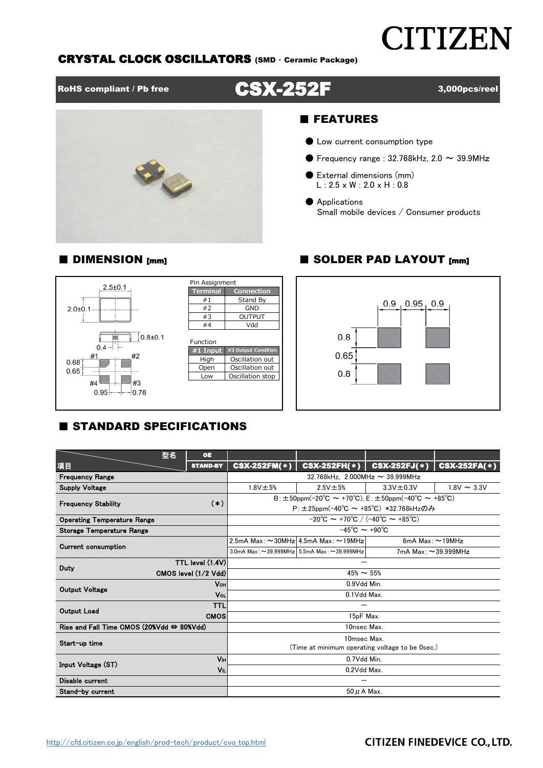# CITIZEN

## CRYSTAL CLOCK OSCILLATORS (SMD · Ceramic Package)

**RoHS compliant / Pb free** | **CSX-252F** | **3,000pcs/reel**

## ■ FEATURES

- Low current consumption type
- Frequency range : 32.768kHz, 2.0 ～ 39.9MHz
- External dimensions (mm)
  L : 2.5 x W : 2.0 x H : 0.8
- Applications
  Small mobile devices / Consumer products

## ■ DIMENSION [mm]

2.5±0.1, 2.0±0.1, 0.8±0.1, 0.4, 0.68, 0.65, 0.95, 0.78, #1, #2, #3, #4

Pin Assignment

| Terminal | Connection |
|---|---|
| #1 | Stand By |
| #2 | GND |
| #3 | OUTPUT |
| #4 | Vdd |

Function

| #1 Input | #3 Output Condition |
|---|---|
| High | Oscillation out |
| Open | Oscillation out |
| Low | Oscillation stop |

## ■ SOLDER PAD LAYOUT [mm]

0.9, 0.95, 0.9, 0.8, 0.65, 0.8

## ■ STANDARD SPECIFICATIONS

| 型名 / 項目 | OE: STAND-BY | CSX-252FM(*) | CSX-252FH(*) | CSX-252FJ(*) | CSX-252FA(*) |
|---|---|---|---|---|---|
| Frequency Range | | 32.768kHz, 2.000MHz ～ 39.999MHz | | | |
| Supply Voltage | | 1.8V±5% | 2.5V±5% | 3.3V±0.3V | 1.8V ～ 3.3V |
| Frequency Stability | (*) | B : ±50ppm(-20℃ ～ +70℃), E : ±50ppm(-40℃ ～ +85℃) P : ±25ppm(-40℃ ～ +85℃) *32.768kHzのみ | | | |
| Operating Temperature Range | | -20℃ ～ +70℃ / (-40℃ ～ +85℃) | | | |
| Storage Temperature Range | | -45℃ ～ +90℃ | | | |
| Current consumption | | 2.5mA Max : ～30MHz | 4.5mA Max : ～19MHz | 6mA Max : ～19MHz | |
| | | 3.0mA Max : ～39.999MHz | 5.5mA Max : ～39.999MHz | 7mA Max : ～39.999MHz | |
| Duty | TTL level (1.4V) | — | | | |
| | CMOS level (1/2 Vdd) | 45% ～ 55% | | | |
| Output Voltage | $V_{OH}$ | 0.9Vdd Min. | | | |
| | $V_{OL}$ | 0.1Vdd Max. | | | |
| Output Load | TTL | — | | | |
| | CMOS | 15pF Max. | | | |
| Rise and Fall Time CMOS (20%Vdd ⇔ 80%Vdd) | | 10nsec Max. | | | |
| Start-up time | | 10msec Max. (Time at minimum operating voltage to be 0sec.) | | | |
| Input Voltage (ST) | $V_{IH}$ | 0.7Vdd Min. | | | |
| | $V_{IL}$ | 0.2Vdd Max. | | | |
| Disable current | | — | | | |
| Stand-by current | | 50μA Max. | | | |

http://cfd.citizen.co.jp/english/prod-tech/product/cvo_top.html

CITIZEN FINEDEVICE CO., LTD.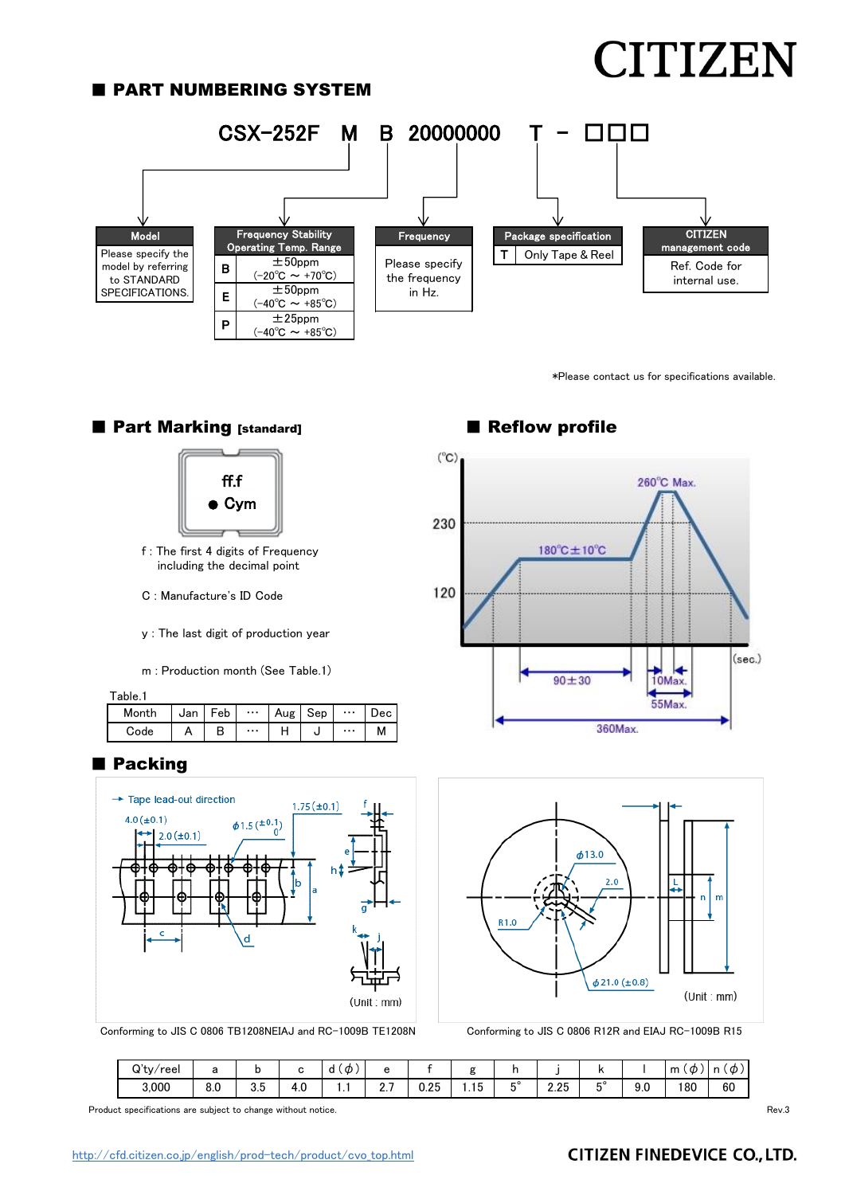CITIZEN

## ■ PART NUMBERING SYSTEM

CSX-252F M B 20000000 T - □□□

| Model |
|---|
| Please specify the model by referring to STANDARD SPECIFICATIONS. |

| Frequency Stability Operating Temp. Range | |
|---|---|
| B | ±50ppm (−20℃ ～ +70℃) |
| E | ±50ppm (−40℃ ～ +85℃) |
| P | ±25ppm (−40℃ ～ +85℃) |

| Frequency |
|---|
| Please specify the frequency in Hz. |

| Package specification | |
|---|---|
| T | Only Tape & Reel |

| CITIZEN management code |
|---|
| Ref. Code for internal use. |

*Please contact us for specifications available.

## ■ Part Marking [standard]

ff.f
● Cym

f : The first 4 digits of Frequency including the decimal point

C : Manufacture's ID Code

y : The last digit of production year

m : Production month (See Table.1)

Table.1

| Month | Jan | Feb | … | Aug | Sep | … | Dec |
|---|---|---|---|---|---|---|---|
| Code | A | B | … | H | J | … | M |

## ■ Reflow profile

(℃)
260℃ Max.
230
180℃±10℃
120
(sec.)
90±30
10Max.
55Max.
360Max.

## ■ Packing

Tape lead-out direction
4.0(±0.1)
2.0(±0.1)
1.75(±0.1)
ϕ1.5(+0.1 / 0)
a
b
c
d
e
f
g
h
k
j
(Unit : mm)

Conforming to JIS C 0806 TB1208NEIAJ and RC-1009B TE1208N

ϕ13.0
2.0
R1.0
ϕ21.0(±0.8)
L
n
m
(Unit : mm)

Conforming to JIS C 0806 R12R and EIAJ RC-1009B R15

| Q'ty/reel | a | b | c | d (ϕ) | e | f | g | h | j | k | l | m (ϕ) | n (ϕ) |
|---|---|---|---|---|---|---|---|---|---|---|---|---|---|
| 3,000 | 8.0 | 3.5 | 4.0 | 1.1 | 2.7 | 0.25 | 1.15 | 5° | 2.25 | 5° | 9.0 | 180 | 60 |

Product specifications are subject to change without notice.

Rev.3

http://cfd.citizen.co.jp/english/prod-tech/product/cvo_top.html

CITIZEN FINEDEVICE CO., LTD.